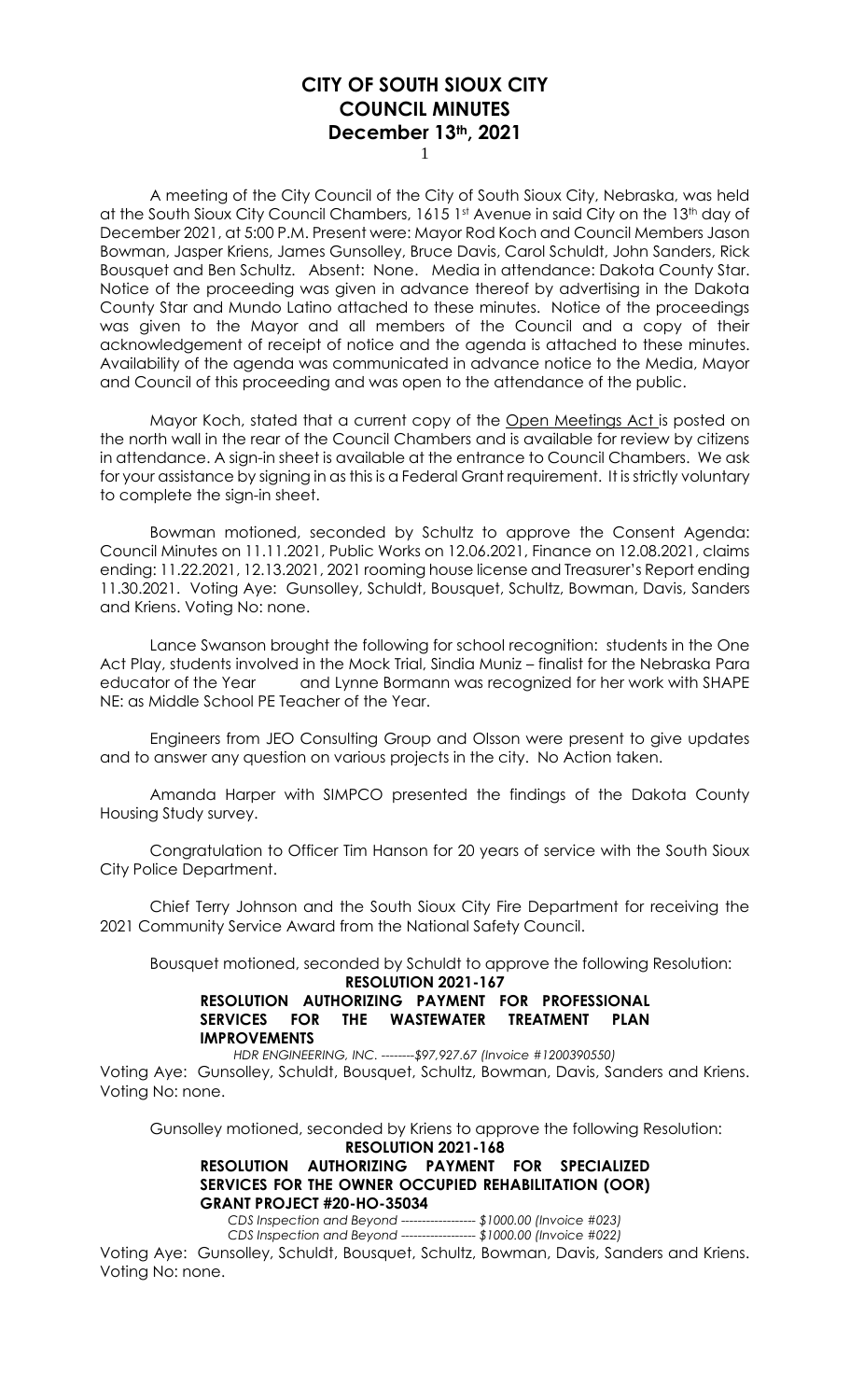# CITY OF SOUTH SIOUX CITY
# COUNCIL MINUTES
# December 13th, 2021

A meeting of the City Council of the City of South Sioux City, Nebraska, was held at the South Sioux City Council Chambers, 1615 1st Avenue in said City on the 13th day of December 2021, at 5:00 P.M. Present were: Mayor Rod Koch and Council Members Jason Bowman, Jasper Kriens, James Gunsolley, Bruce Davis, Carol Schuldt, John Sanders, Rick Bousquet and Ben Schultz. Absent: None. Media in attendance: Dakota County Star. Notice of the proceeding was given in advance thereof by advertising in the Dakota County Star and Mundo Latino attached to these minutes. Notice of the proceedings was given to the Mayor and all members of the Council and a copy of their acknowledgement of receipt of notice and the agenda is attached to these minutes. Availability of the agenda was communicated in advance notice to the Media, Mayor and Council of this proceeding and was open to the attendance of the public.

Mayor Koch, stated that a current copy of the Open Meetings Act is posted on the north wall in the rear of the Council Chambers and is available for review by citizens in attendance. A sign-in sheet is available at the entrance to Council Chambers. We ask for your assistance by signing in as this is a Federal Grant requirement. It is strictly voluntary to complete the sign-in sheet.

Bowman motioned, seconded by Schultz to approve the Consent Agenda: Council Minutes on 11.11.2021, Public Works on 12.06.2021, Finance on 12.08.2021, claims ending: 11.22.2021, 12.13.2021, 2021 rooming house license and Treasurer's Report ending 11.30.2021. Voting Aye: Gunsolley, Schuldt, Bousquet, Schultz, Bowman, Davis, Sanders and Kriens. Voting No: none.

Lance Swanson brought the following for school recognition: students in the One Act Play, students involved in the Mock Trial, Sindia Muniz – finalist for the Nebraska Para educator of the Year and Lynne Bormann was recognized for her work with SHAPE NE: as Middle School PE Teacher of the Year.

Engineers from JEO Consulting Group and Olsson were present to give updates and to answer any question on various projects in the city. No Action taken.

Amanda Harper with SIMPCO presented the findings of the Dakota County Housing Study survey.

Congratulation to Officer Tim Hanson for 20 years of service with the South Sioux City Police Department.

Chief Terry Johnson and the South Sioux City Fire Department for receiving the 2021 Community Service Award from the National Safety Council.

Bousquet motioned, seconded by Schuldt to approve the following Resolution:

**RESOLUTION 2021-167**

**RESOLUTION AUTHORIZING PAYMENT FOR PROFESSIONAL SERVICES FOR THE WASTEWATER TREATMENT PLAN IMPROVEMENTS**

*HDR ENGINEERING, INC. --------$97,927.67 (Invoice #1200390550)*

Voting Aye: Gunsolley, Schuldt, Bousquet, Schultz, Bowman, Davis, Sanders and Kriens. Voting No: none.

Gunsolley motioned, seconded by Kriens to approve the following Resolution:

**RESOLUTION 2021-168**

**RESOLUTION AUTHORIZING PAYMENT FOR SPECIALIZED SERVICES FOR THE OWNER OCCUPIED REHABILITATION (OOR) GRANT PROJECT #20-HO-35034**

*CDS Inspection and Beyond ------------------ $1000.00 (Invoice #023)*
*CDS Inspection and Beyond ------------------ $1000.00 (Invoice #022)*

Voting Aye: Gunsolley, Schuldt, Bousquet, Schultz, Bowman, Davis, Sanders and Kriens. Voting No: none.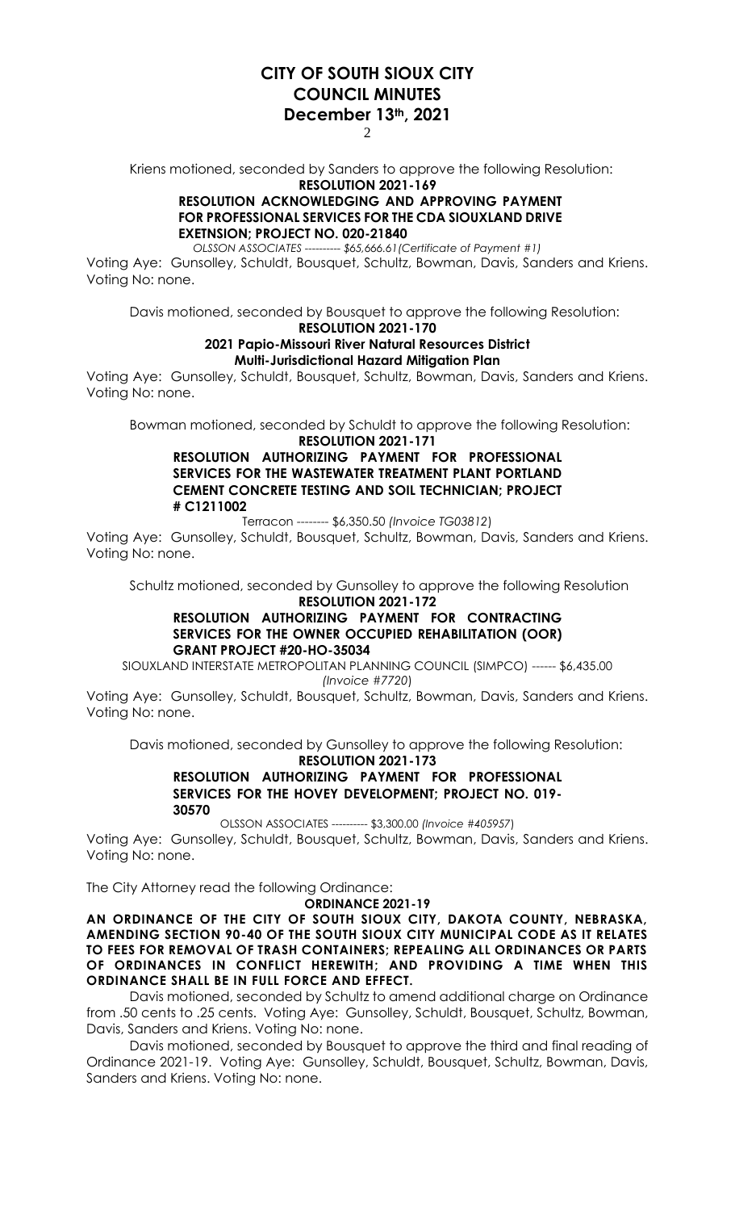Kriens motioned, seconded by Sanders to approve the following Resolution:

**RESOLUTION 2021-169**

**RESOLUTION ACKNOWLEDGING AND APPROVING PAYMENT FOR PROFESSIONAL SERVICES FOR THE CDA SIOUXLAND DRIVE EXETNSION; PROJECT NO. 020-21840**

*OLSSON ASSOCIATES ---------- $65,666.61(Certificate of Payment #1)*

Voting Aye: Gunsolley, Schuldt, Bousquet, Schultz, Bowman, Davis, Sanders and Kriens. Voting No: none.

Davis motioned, seconded by Bousquet to approve the following Resolution:

**RESOLUTION 2021-170**

**2021 Papio-Missouri River Natural Resources District Multi-Jurisdictional Hazard Mitigation Plan**

Voting Aye: Gunsolley, Schuldt, Bousquet, Schultz, Bowman, Davis, Sanders and Kriens. Voting No: none.

Bowman motioned, seconded by Schuldt to approve the following Resolution:

**RESOLUTION 2021-171**

**RESOLUTION AUTHORIZING PAYMENT FOR PROFESSIONAL SERVICES FOR THE WASTEWATER TREATMENT PLANT PORTLAND CEMENT CONCRETE TESTING AND SOIL TECHNICIAN; PROJECT # C1211002**

Terracon -------- $6,350.50 *(Invoice TG03812)*

Voting Aye: Gunsolley, Schuldt, Bousquet, Schultz, Bowman, Davis, Sanders and Kriens. Voting No: none.

Schultz motioned, seconded by Gunsolley to approve the following Resolution

**RESOLUTION 2021-172**

**RESOLUTION AUTHORIZING PAYMENT FOR CONTRACTING SERVICES FOR THE OWNER OCCUPIED REHABILITATION (OOR) GRANT PROJECT #20-HO-35034**

SIOUXLAND INTERSTATE METROPOLITAN PLANNING COUNCIL (SIMPCO) ------ $6,435.00 *(Invoice #7720)*

Voting Aye: Gunsolley, Schuldt, Bousquet, Schultz, Bowman, Davis, Sanders and Kriens. Voting No: none.

Davis motioned, seconded by Gunsolley to approve the following Resolution:

**RESOLUTION 2021-173**

**RESOLUTION AUTHORIZING PAYMENT FOR PROFESSIONAL SERVICES FOR THE HOVEY DEVELOPMENT; PROJECT NO. 019-30570**

OLSSON ASSOCIATES ---------- $3,300.00 *(Invoice #405957)*

Voting Aye: Gunsolley, Schuldt, Bousquet, Schultz, Bowman, Davis, Sanders and Kriens. Voting No: none.

The City Attorney read the following Ordinance:

**ORDINANCE 2021-19**

**AN ORDINANCE OF THE CITY OF SOUTH SIOUX CITY, DAKOTA COUNTY, NEBRASKA, AMENDING SECTION 90-40 OF THE SOUTH SIOUX CITY MUNICIPAL CODE AS IT RELATES TO FEES FOR REMOVAL OF TRASH CONTAINERS; REPEALING ALL ORDINANCES OR PARTS OF ORDINANCES IN CONFLICT HEREWITH; AND PROVIDING A TIME WHEN THIS ORDINANCE SHALL BE IN FULL FORCE AND EFFECT.**

Davis motioned, seconded by Schultz to amend additional charge on Ordinance from .50 cents to .25 cents. Voting Aye: Gunsolley, Schuldt, Bousquet, Schultz, Bowman, Davis, Sanders and Kriens. Voting No: none.

Davis motioned, seconded by Bousquet to approve the third and final reading of Ordinance 2021-19. Voting Aye: Gunsolley, Schuldt, Bousquet, Schultz, Bowman, Davis, Sanders and Kriens. Voting No: none.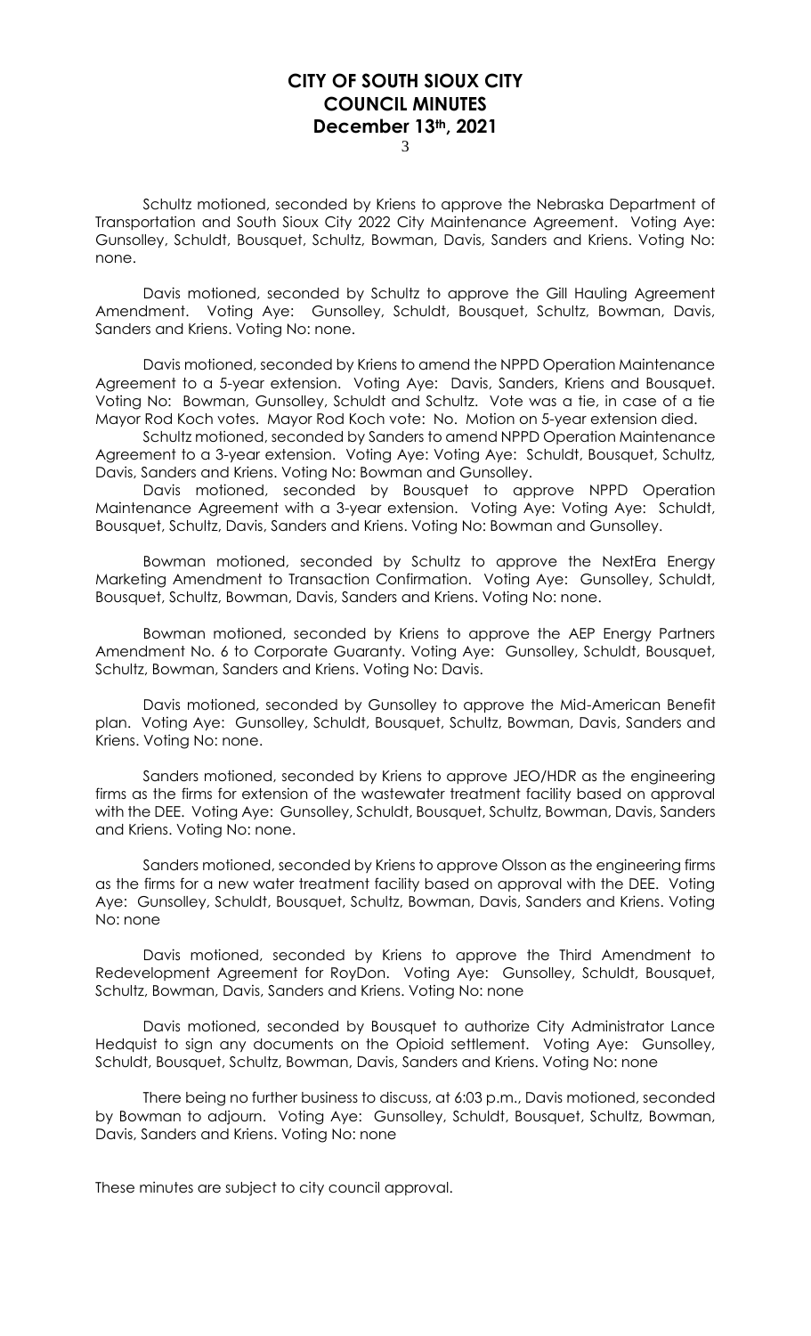# CITY OF SOUTH SIOUX CITY
# COUNCIL MINUTES
# December 13th, 2021

Schultz motioned, seconded by Kriens to approve the Nebraska Department of Transportation and South Sioux City 2022 City Maintenance Agreement. Voting Aye: Gunsolley, Schuldt, Bousquet, Schultz, Bowman, Davis, Sanders and Kriens. Voting No: none.

Davis motioned, seconded by Schultz to approve the Gill Hauling Agreement Amendment. Voting Aye: Gunsolley, Schuldt, Bousquet, Schultz, Bowman, Davis, Sanders and Kriens. Voting No: none.

Davis motioned, seconded by Kriens to amend the NPPD Operation Maintenance Agreement to a 5-year extension. Voting Aye: Davis, Sanders, Kriens and Bousquet. Voting No: Bowman, Gunsolley, Schuldt and Schultz. Vote was a tie, in case of a tie Mayor Rod Koch votes. Mayor Rod Koch vote: No. Motion on 5-year extension died.

Schultz motioned, seconded by Sanders to amend NPPD Operation Maintenance Agreement to a 3-year extension. Voting Aye: Voting Aye: Schuldt, Bousquet, Schultz, Davis, Sanders and Kriens. Voting No: Bowman and Gunsolley.

Davis motioned, seconded by Bousquet to approve NPPD Operation Maintenance Agreement with a 3-year extension. Voting Aye: Voting Aye: Schuldt, Bousquet, Schultz, Davis, Sanders and Kriens. Voting No: Bowman and Gunsolley.

Bowman motioned, seconded by Schultz to approve the NextEra Energy Marketing Amendment to Transaction Confirmation. Voting Aye: Gunsolley, Schuldt, Bousquet, Schultz, Bowman, Davis, Sanders and Kriens. Voting No: none.

Bowman motioned, seconded by Kriens to approve the AEP Energy Partners Amendment No. 6 to Corporate Guaranty. Voting Aye: Gunsolley, Schuldt, Bousquet, Schultz, Bowman, Sanders and Kriens. Voting No: Davis.

Davis motioned, seconded by Gunsolley to approve the Mid-American Benefit plan. Voting Aye: Gunsolley, Schuldt, Bousquet, Schultz, Bowman, Davis, Sanders and Kriens. Voting No: none.

Sanders motioned, seconded by Kriens to approve JEO/HDR as the engineering firms as the firms for extension of the wastewater treatment facility based on approval with the DEE. Voting Aye: Gunsolley, Schuldt, Bousquet, Schultz, Bowman, Davis, Sanders and Kriens. Voting No: none.

Sanders motioned, seconded by Kriens to approve Olsson as the engineering firms as the firms for a new water treatment facility based on approval with the DEE. Voting Aye: Gunsolley, Schuldt, Bousquet, Schultz, Bowman, Davis, Sanders and Kriens. Voting No: none

Davis motioned, seconded by Kriens to approve the Third Amendment to Redevelopment Agreement for RoyDon. Voting Aye: Gunsolley, Schuldt, Bousquet, Schultz, Bowman, Davis, Sanders and Kriens. Voting No: none

Davis motioned, seconded by Bousquet to authorize City Administrator Lance Hedquist to sign any documents on the Opioid settlement. Voting Aye: Gunsolley, Schuldt, Bousquet, Schultz, Bowman, Davis, Sanders and Kriens. Voting No: none

There being no further business to discuss, at 6:03 p.m., Davis motioned, seconded by Bowman to adjourn. Voting Aye: Gunsolley, Schuldt, Bousquet, Schultz, Bowman, Davis, Sanders and Kriens. Voting No: none

These minutes are subject to city council approval.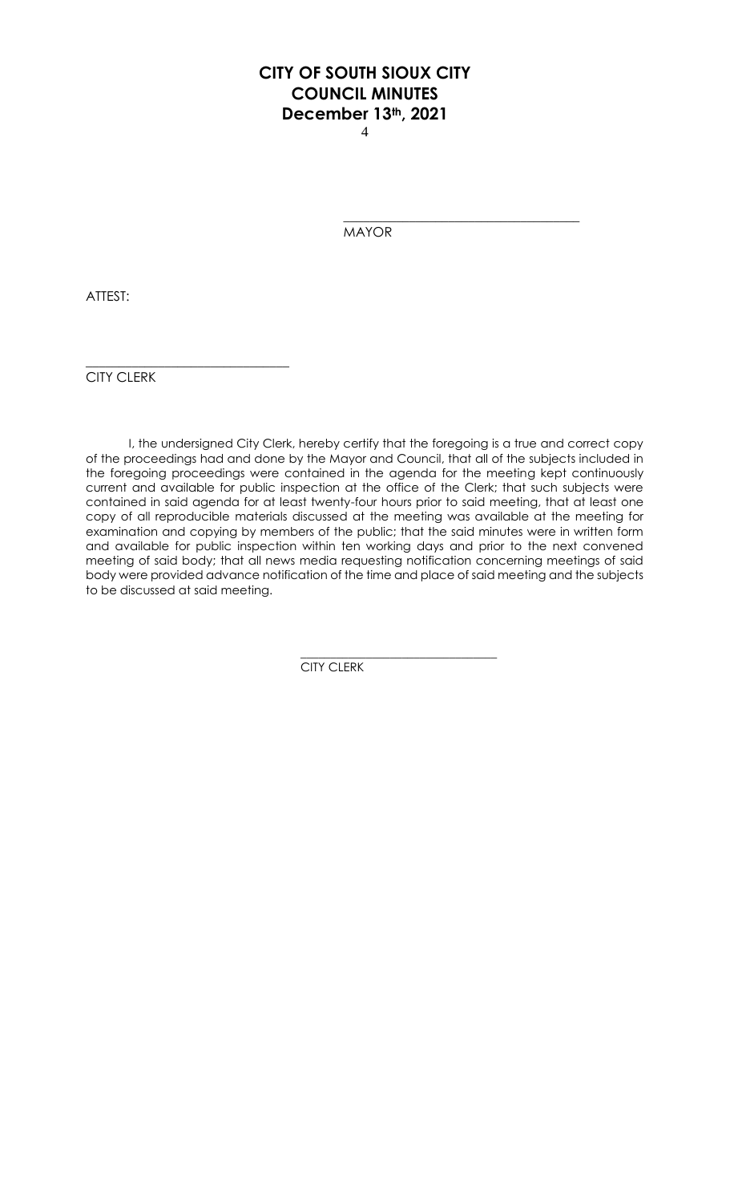_________________________________
MAYOR

ATTEST:

_____________________________
CITY CLERK

I, the undersigned City Clerk, hereby certify that the foregoing is a true and correct copy of the proceedings had and done by the Mayor and Council, that all of the subjects included in the foregoing proceedings were contained in the agenda for the meeting kept continuously current and available for public inspection at the office of the Clerk; that such subjects were contained in said agenda for at least twenty-four hours prior to said meeting, that at least one copy of all reproducible materials discussed at the meeting was available at the meeting for examination and copying by members of the public; that the said minutes were in written form and available for public inspection within ten working days and prior to the next convened meeting of said body; that all news media requesting notification concerning meetings of said body were provided advance notification of the time and place of said meeting and the subjects to be discussed at said meeting.

____________________________
CITY CLERK